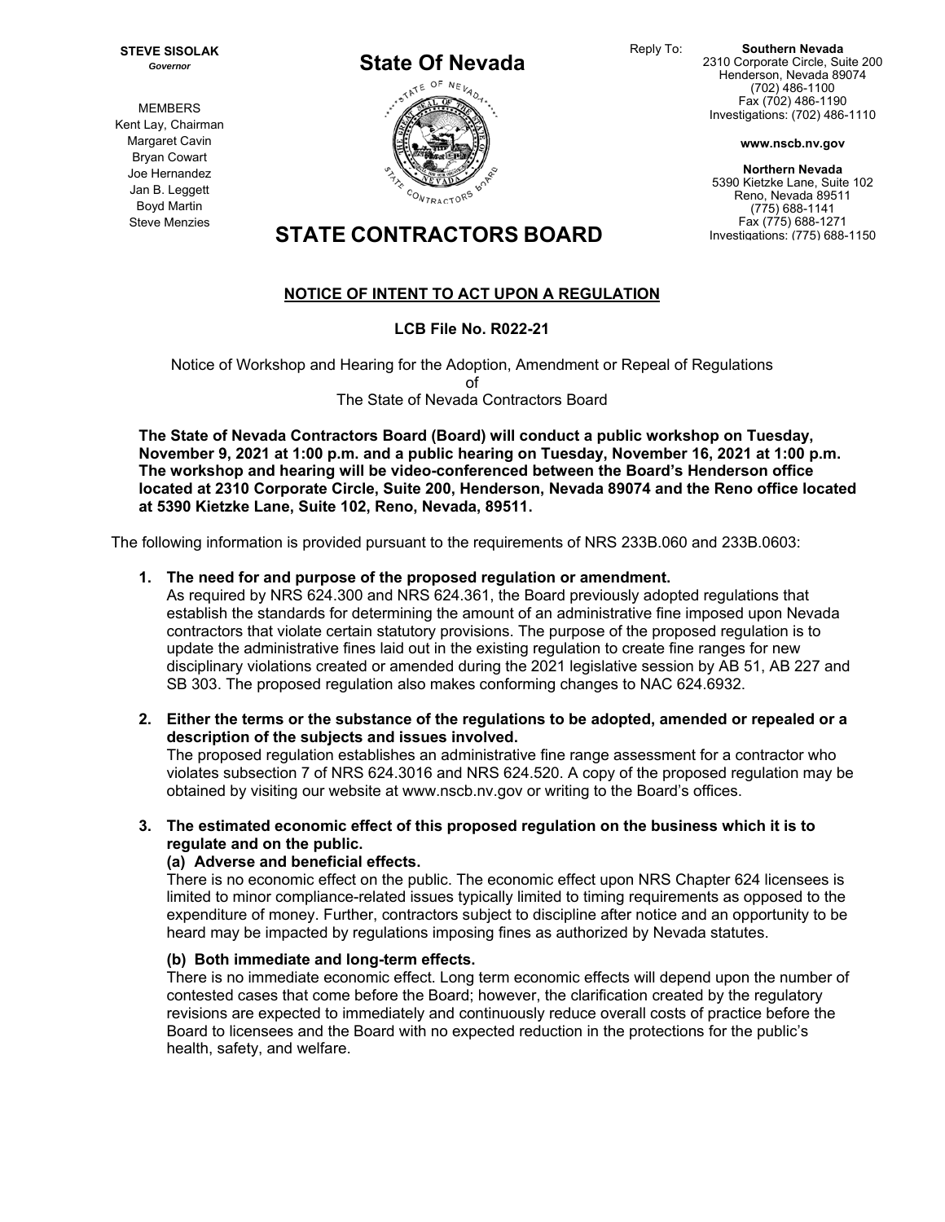**STEVE SISOLAK**
*Governor*

MEMBERS
Kent Lay, Chairman
Margaret Cavin
Bryan Cowart
Joe Hernandez
Jan B. Leggett
Boyd Martin
Steve Menzies

# State Of Nevada

# STATE CONTRACTORS BOARD

Reply To:

**Southern Nevada**
2310 Corporate Circle, Suite 200
Henderson, Nevada 89074
(702) 486-1100
Fax (702) 486-1190
Investigations: (702) 486-1110

**www.nscb.nv.gov**

**Northern Nevada**
5390 Kietzke Lane, Suite 102
Reno, Nevada 89511
(775) 688-1141
Fax (775) 688-1271
Investigations: (775) 688-1150

## NOTICE OF INTENT TO ACT UPON A REGULATION

**LCB File No. R022-21**

Notice of Workshop and Hearing for the Adoption, Amendment or Repeal of Regulations
of
The State of Nevada Contractors Board

**The State of Nevada Contractors Board (Board) will conduct a public workshop on Tuesday, November 9, 2021 at 1:00 p.m. and a public hearing on Tuesday, November 16, 2021 at 1:00 p.m. The workshop and hearing will be video-conferenced between the Board's Henderson office located at 2310 Corporate Circle, Suite 200, Henderson, Nevada 89074 and the Reno office located at 5390 Kietzke Lane, Suite 102, Reno, Nevada, 89511.**

The following information is provided pursuant to the requirements of NRS 233B.060 and 233B.0603:

1. **The need for and purpose of the proposed regulation or amendment.**
   As required by NRS 624.300 and NRS 624.361, the Board previously adopted regulations that establish the standards for determining the amount of an administrative fine imposed upon Nevada contractors that violate certain statutory provisions. The purpose of the proposed regulation is to update the administrative fines laid out in the existing regulation to create fine ranges for new disciplinary violations created or amended during the 2021 legislative session by AB 51, AB 227 and SB 303. The proposed regulation also makes conforming changes to NAC 624.6932.

2. **Either the terms or the substance of the regulations to be adopted, amended or repealed or a description of the subjects and issues involved.**
   The proposed regulation establishes an administrative fine range assessment for a contractor who violates subsection 7 of NRS 624.3016 and NRS 624.520. A copy of the proposed regulation may be obtained by visiting our website at www.nscb.nv.gov or writing to the Board's offices.

3. **The estimated economic effect of this proposed regulation on the business which it is to regulate and on the public.**

   **(a) Adverse and beneficial effects.**
   There is no economic effect on the public. The economic effect upon NRS Chapter 624 licensees is limited to minor compliance-related issues typically limited to timing requirements as opposed to the expenditure of money. Further, contractors subject to discipline after notice and an opportunity to be heard may be impacted by regulations imposing fines as authorized by Nevada statutes.

   **(b) Both immediate and long-term effects.**
   There is no immediate economic effect. Long term economic effects will depend upon the number of contested cases that come before the Board; however, the clarification created by the regulatory revisions are expected to immediately and continuously reduce overall costs of practice before the Board to licensees and the Board with no expected reduction in the protections for the public's health, safety, and welfare.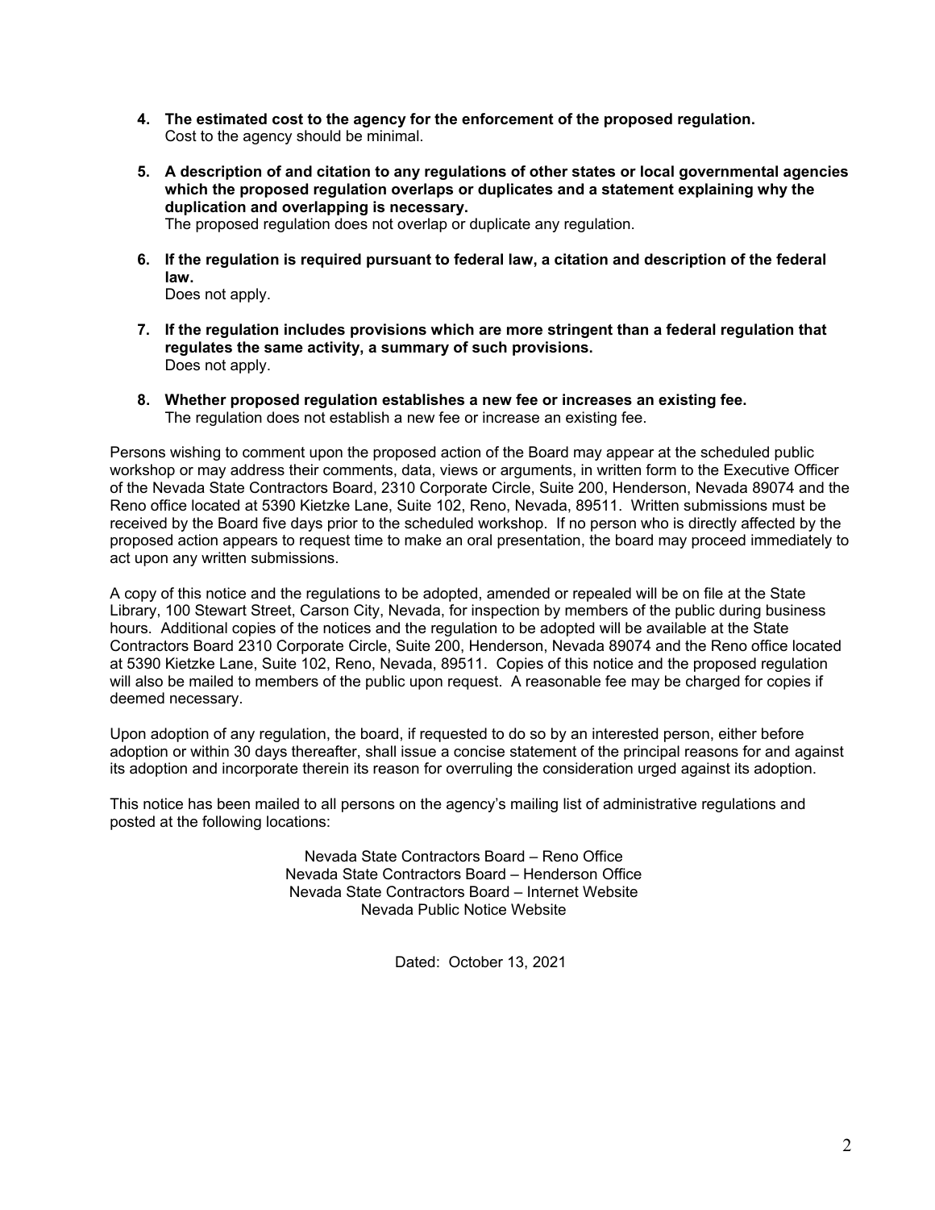4. **The estimated cost to the agency for the enforcement of the proposed regulation.**
   Cost to the agency should be minimal.

5. **A description of and citation to any regulations of other states or local governmental agencies which the proposed regulation overlaps or duplicates and a statement explaining why the duplication and overlapping is necessary.**
   The proposed regulation does not overlap or duplicate any regulation.

6. **If the regulation is required pursuant to federal law, a citation and description of the federal law.**
   Does not apply.

7. **If the regulation includes provisions which are more stringent than a federal regulation that regulates the same activity, a summary of such provisions.**
   Does not apply.

8. **Whether proposed regulation establishes a new fee or increases an existing fee.**
   The regulation does not establish a new fee or increase an existing fee.

Persons wishing to comment upon the proposed action of the Board may appear at the scheduled public workshop or may address their comments, data, views or arguments, in written form to the Executive Officer of the Nevada State Contractors Board, 2310 Corporate Circle, Suite 200, Henderson, Nevada 89074 and the Reno office located at 5390 Kietzke Lane, Suite 102, Reno, Nevada, 89511. Written submissions must be received by the Board five days prior to the scheduled workshop. If no person who is directly affected by the proposed action appears to request time to make an oral presentation, the board may proceed immediately to act upon any written submissions.

A copy of this notice and the regulations to be adopted, amended or repealed will be on file at the State Library, 100 Stewart Street, Carson City, Nevada, for inspection by members of the public during business hours. Additional copies of the notices and the regulation to be adopted will be available at the State Contractors Board 2310 Corporate Circle, Suite 200, Henderson, Nevada 89074 and the Reno office located at 5390 Kietzke Lane, Suite 102, Reno, Nevada, 89511. Copies of this notice and the proposed regulation will also be mailed to members of the public upon request. A reasonable fee may be charged for copies if deemed necessary.

Upon adoption of any regulation, the board, if requested to do so by an interested person, either before adoption or within 30 days thereafter, shall issue a concise statement of the principal reasons for and against its adoption and incorporate therein its reason for overruling the consideration urged against its adoption.

This notice has been mailed to all persons on the agency's mailing list of administrative regulations and posted at the following locations:

Nevada State Contractors Board – Reno Office
Nevada State Contractors Board – Henderson Office
Nevada State Contractors Board – Internet Website
Nevada Public Notice Website

Dated: October 13, 2021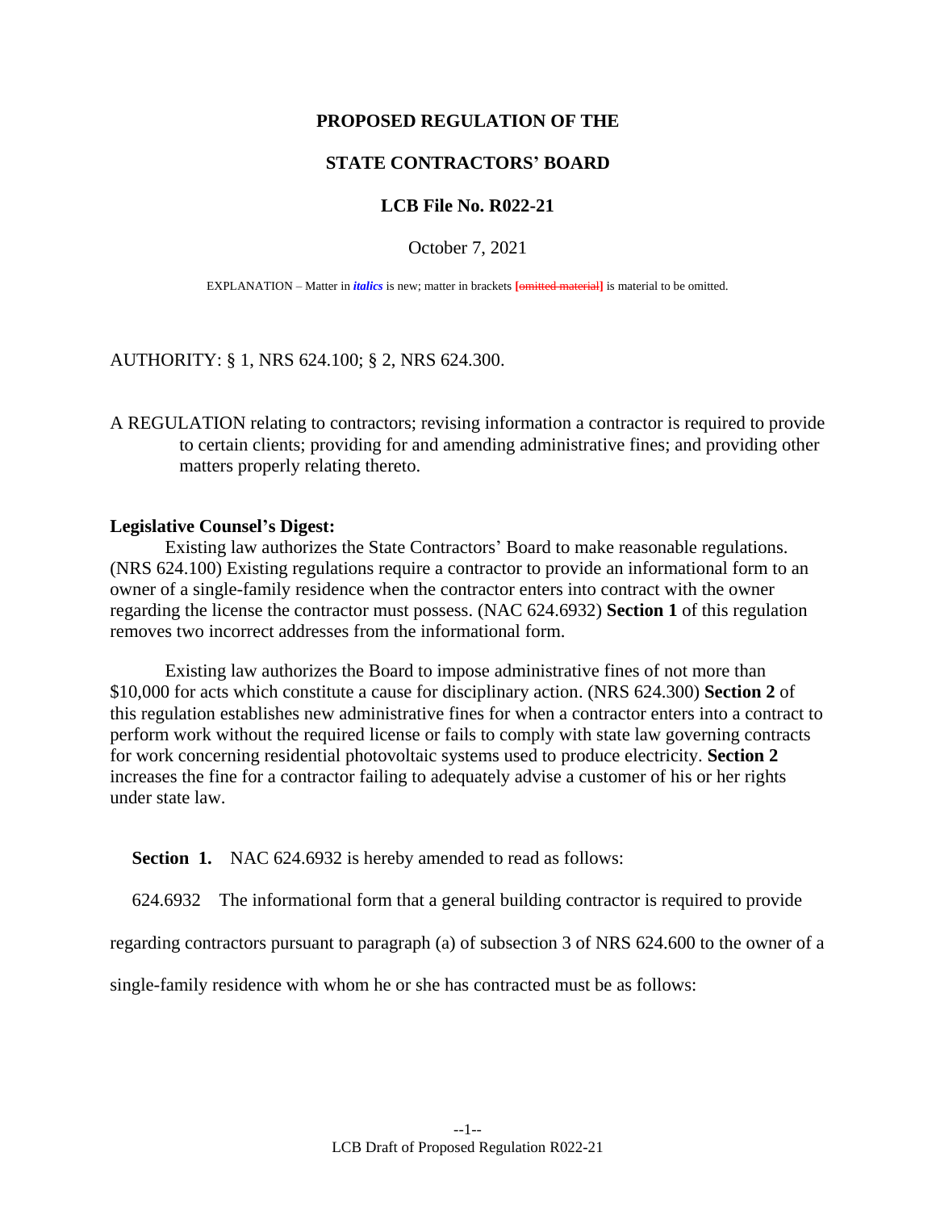**PROPOSED REGULATION OF THE**

**STATE CONTRACTORS' BOARD**

**LCB File No. R022-21**

October 7, 2021

EXPLANATION – Matter in *italics* is new; matter in brackets [omitted material] is material to be omitted.

AUTHORITY: § 1, NRS 624.100; § 2, NRS 624.300.

A REGULATION relating to contractors; revising information a contractor is required to provide to certain clients; providing for and amending administrative fines; and providing other matters properly relating thereto.

**Legislative Counsel's Digest:**

Existing law authorizes the State Contractors' Board to make reasonable regulations. (NRS 624.100) Existing regulations require a contractor to provide an informational form to an owner of a single-family residence when the contractor enters into contract with the owner regarding the license the contractor must possess. (NAC 624.6932) **Section 1** of this regulation removes two incorrect addresses from the informational form.

Existing law authorizes the Board to impose administrative fines of not more than $10,000 for acts which constitute a cause for disciplinary action. (NRS 624.300) **Section 2** of this regulation establishes new administrative fines for when a contractor enters into a contract to perform work without the required license or fails to comply with state law governing contracts for work concerning residential photovoltaic systems used to produce electricity. **Section 2** increases the fine for a contractor failing to adequately advise a customer of his or her rights under state law.

**Section 1.** NAC 624.6932 is hereby amended to read as follows:

624.6932 The informational form that a general building contractor is required to provide regarding contractors pursuant to paragraph (a) of subsection 3 of NRS 624.600 to the owner of a single-family residence with whom he or she has contracted must be as follows: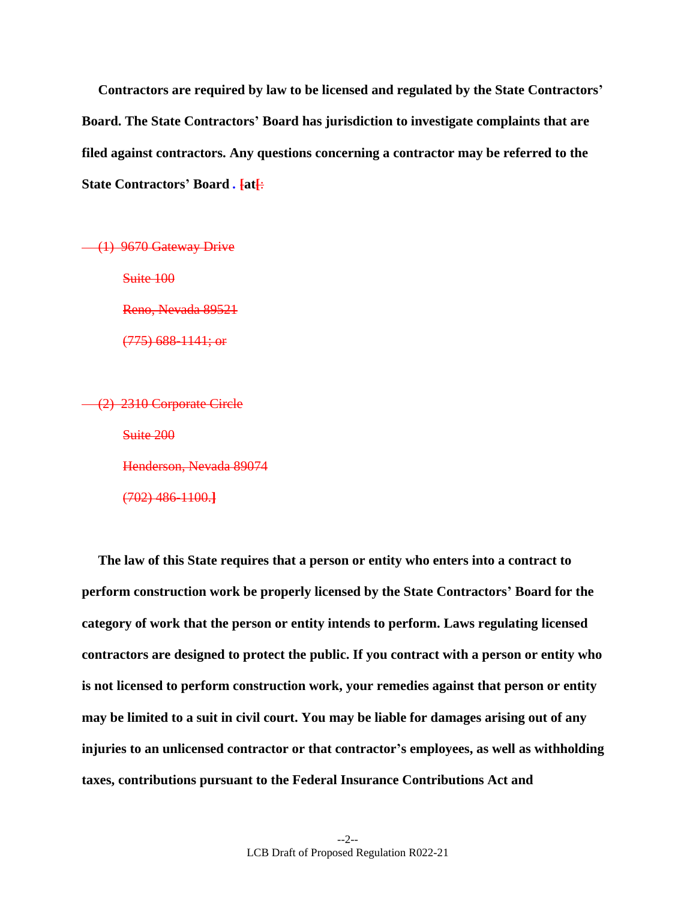**Contractors are required by law to be licensed and regulated by the State Contractors' Board. The State Contractors' Board has jurisdiction to investigate complaints that are filed against contractors. Any questions concerning a contractor may be referred to the State Contractors' Board . [at[:**

~~(1) 9670 Gateway Drive~~

~~Suite 100~~

~~Reno, Nevada 89521~~

~~(775) 688-1141; or~~

~~(2) 2310 Corporate Circle~~

~~Suite 200~~

~~Henderson, Nevada 89074~~

~~(702) 486-1100.~~]

**The law of this State requires that a person or entity who enters into a contract to perform construction work be properly licensed by the State Contractors' Board for the category of work that the person or entity intends to perform. Laws regulating licensed contractors are designed to protect the public. If you contract with a person or entity who is not licensed to perform construction work, your remedies against that person or entity may be limited to a suit in civil court. You may be liable for damages arising out of any injuries to an unlicensed contractor or that contractor's employees, as well as withholding taxes, contributions pursuant to the Federal Insurance Contributions Act and**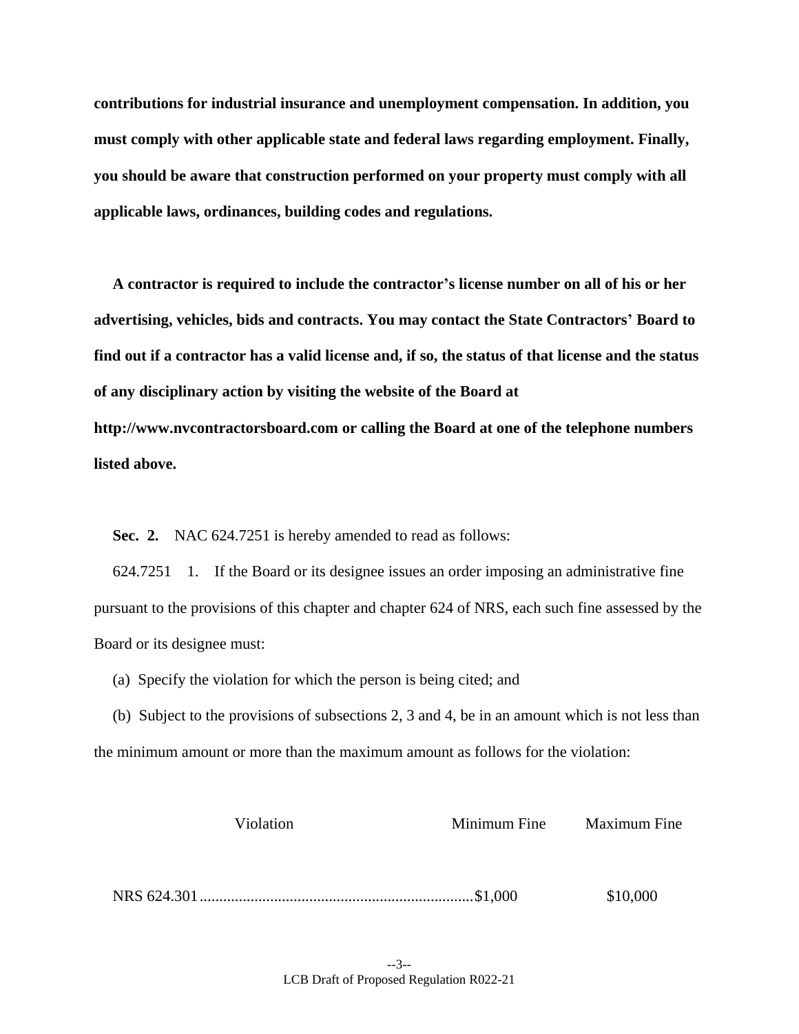**contributions for industrial insurance and unemployment compensation. In addition, you must comply with other applicable state and federal laws regarding employment. Finally, you should be aware that construction performed on your property must comply with all applicable laws, ordinances, building codes and regulations.**

**A contractor is required to include the contractor's license number on all of his or her advertising, vehicles, bids and contracts. You may contact the State Contractors' Board to find out if a contractor has a valid license and, if so, the status of that license and the status of any disciplinary action by visiting the website of the Board at http://www.nvcontractorsboard.com or calling the Board at one of the telephone numbers listed above.**

**Sec. 2.** NAC 624.7251 is hereby amended to read as follows:

624.7251 1. If the Board or its designee issues an order imposing an administrative fine pursuant to the provisions of this chapter and chapter 624 of NRS, each such fine assessed by the Board or its designee must:

(a) Specify the violation for which the person is being cited; and

(b) Subject to the provisions of subsections 2, 3 and 4, be in an amount which is not less than the minimum amount or more than the maximum amount as follows for the violation:

| Violation | Minimum Fine | Maximum Fine |
| --- | --- | --- |
| NRS 624.301 | $1,000 | $10,000 |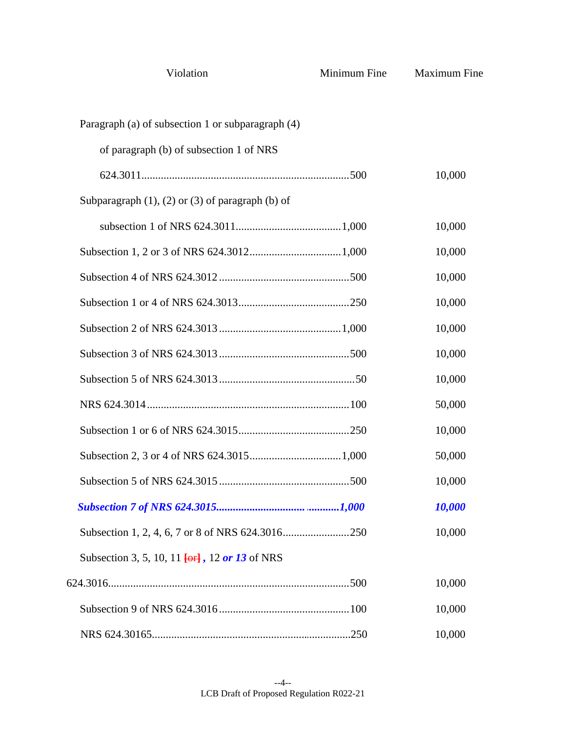| Violation | Minimum Fine | Maximum Fine |
|---|---|---|
| Paragraph (a) of subsection 1 or subparagraph (4) of paragraph (b) of subsection 1 of NRS 624.3011 | 500 | 10,000 |
| Subparagraph (1), (2) or (3) of paragraph (b) of subsection 1 of NRS 624.3011 | 1,000 | 10,000 |
| Subsection 1, 2 or 3 of NRS 624.3012 | 1,000 | 10,000 |
| Subsection 4 of NRS 624.3012 | 500 | 10,000 |
| Subsection 1 or 4 of NRS 624.3013 | 250 | 10,000 |
| Subsection 2 of NRS 624.3013 | 1,000 | 10,000 |
| Subsection 3 of NRS 624.3013 | 500 | 10,000 |
| Subsection 5 of NRS 624.3013 | 50 | 10,000 |
| NRS 624.3014 | 100 | 50,000 |
| Subsection 1 or 6 of NRS 624.3015 | 250 | 10,000 |
| Subsection 2, 3 or 4 of NRS 624.3015 | 1,000 | 50,000 |
| Subsection 5 of NRS 624.3015 | 500 | 10,000 |
| ***Subsection 7 of NRS 624.3015*** | ***1,000*** | ***10,000*** |
| Subsection 1, 2, 4, 6, 7 or 8 of NRS 624.3016 | 250 | 10,000 |
| Subsection 3, 5, 10, 11 [or] , 12 ***or 13*** of NRS 624.3016 | 500 | 10,000 |
| Subsection 9 of NRS 624.3016 | 100 | 10,000 |
| NRS 624.30165 | 250 | 10,000 |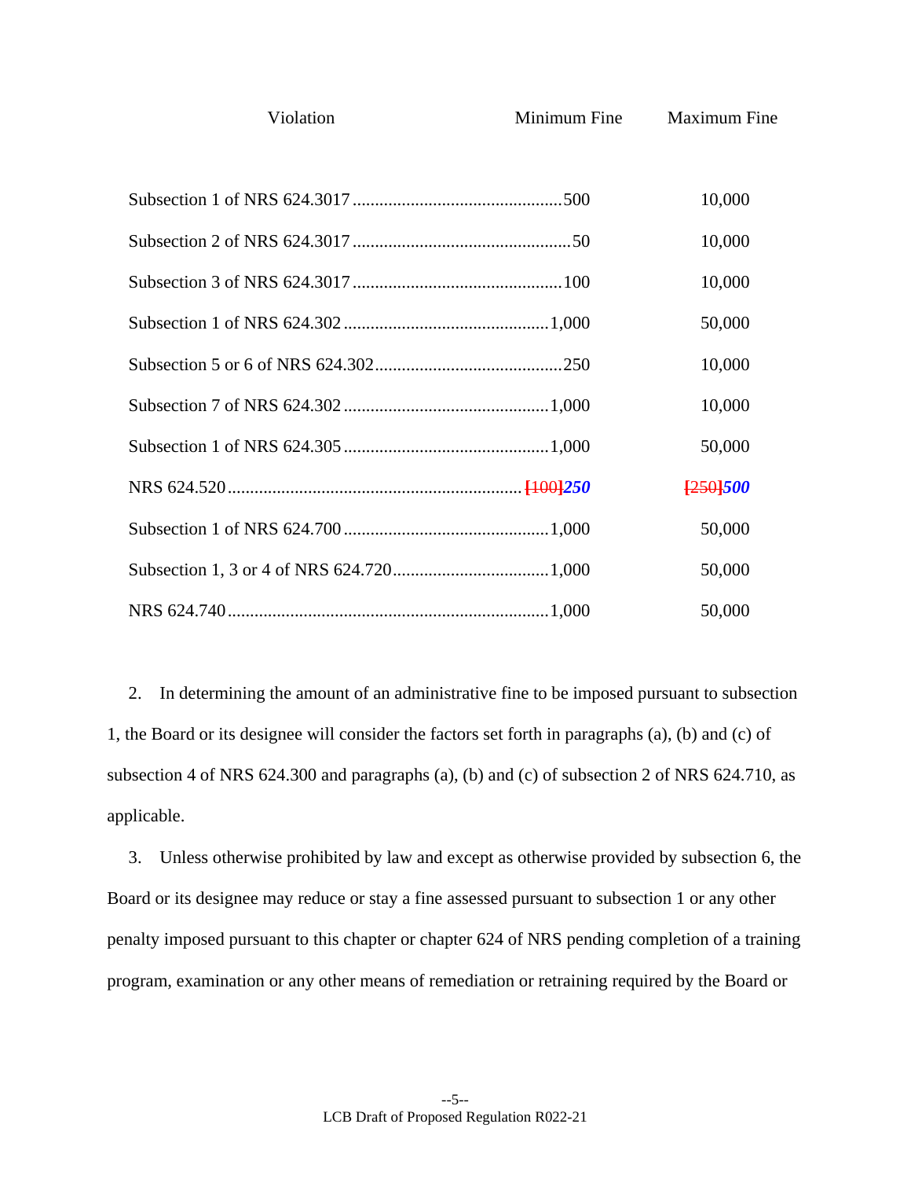| Violation | Minimum Fine | Maximum Fine |
|---|---|---|
| Subsection 1 of NRS 624.3017 | 500 | 10,000 |
| Subsection 2 of NRS 624.3017 | 50 | 10,000 |
| Subsection 3 of NRS 624.3017 | 100 | 10,000 |
| Subsection 1 of NRS 624.302 | 1,000 | 50,000 |
| Subsection 5 or 6 of NRS 624.302 | 250 | 10,000 |
| Subsection 7 of NRS 624.302 | 1,000 | 10,000 |
| Subsection 1 of NRS 624.305 | 1,000 | 50,000 |
| NRS 624.520 | [100] ***250*** | [250] ***500*** |
| Subsection 1 of NRS 624.700 | 1,000 | 50,000 |
| Subsection 1, 3 or 4 of NRS 624.720 | 1,000 | 50,000 |
| NRS 624.740 | 1,000 | 50,000 |

2. In determining the amount of an administrative fine to be imposed pursuant to subsection 1, the Board or its designee will consider the factors set forth in paragraphs (a), (b) and (c) of subsection 4 of NRS 624.300 and paragraphs (a), (b) and (c) of subsection 2 of NRS 624.710, as applicable.

3. Unless otherwise prohibited by law and except as otherwise provided by subsection 6, the Board or its designee may reduce or stay a fine assessed pursuant to subsection 1 or any other penalty imposed pursuant to this chapter or chapter 624 of NRS pending completion of a training program, examination or any other means of remediation or retraining required by the Board or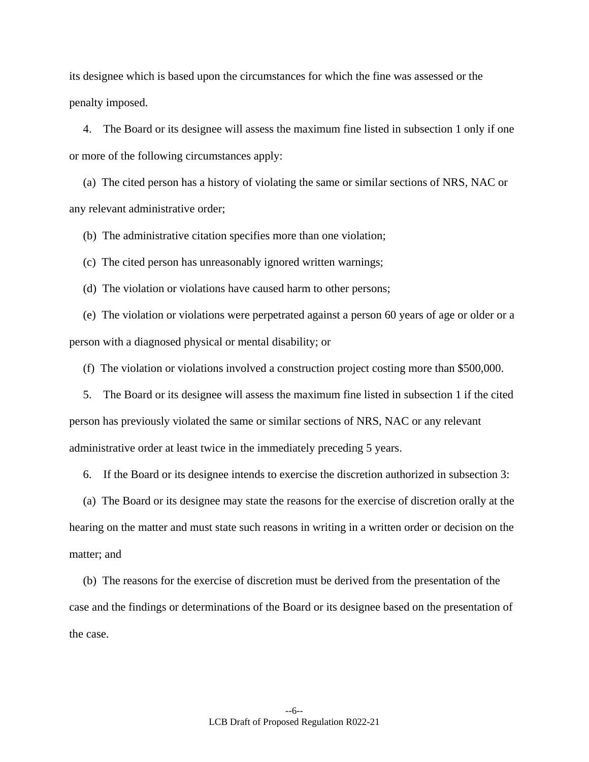its designee which is based upon the circumstances for which the fine was assessed or the penalty imposed.

4. The Board or its designee will assess the maximum fine listed in subsection 1 only if one or more of the following circumstances apply:

(a) The cited person has a history of violating the same or similar sections of NRS, NAC or any relevant administrative order;

(b) The administrative citation specifies more than one violation;

(c) The cited person has unreasonably ignored written warnings;

(d) The violation or violations have caused harm to other persons;

(e) The violation or violations were perpetrated against a person 60 years of age or older or a person with a diagnosed physical or mental disability; or

(f) The violation or violations involved a construction project costing more than $500,000.

5. The Board or its designee will assess the maximum fine listed in subsection 1 if the cited person has previously violated the same or similar sections of NRS, NAC or any relevant administrative order at least twice in the immediately preceding 5 years.

6. If the Board or its designee intends to exercise the discretion authorized in subsection 3:

(a) The Board or its designee may state the reasons for the exercise of discretion orally at the hearing on the matter and must state such reasons in writing in a written order or decision on the matter; and

(b) The reasons for the exercise of discretion must be derived from the presentation of the case and the findings or determinations of the Board or its designee based on the presentation of the case.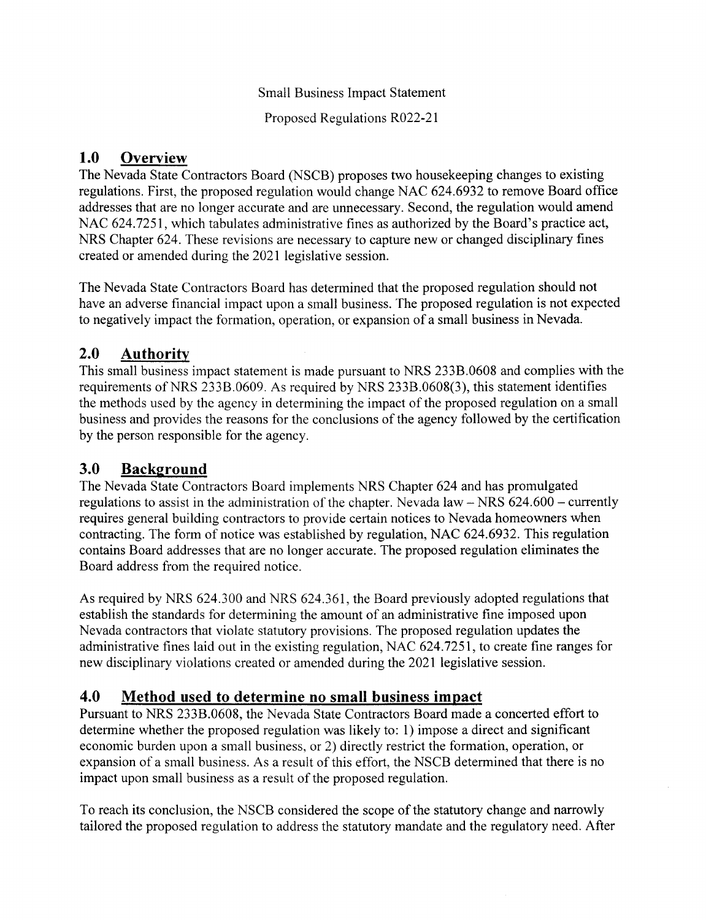Small Business Impact Statement

Proposed Regulations R022-21

## 1.0 Overview

The Nevada State Contractors Board (NSCB) proposes two housekeeping changes to existing regulations. First, the proposed regulation would change NAC 624.6932 to remove Board office addresses that are no longer accurate and are unnecessary. Second, the regulation would amend NAC 624.7251, which tabulates administrative fines as authorized by the Board's practice act, NRS Chapter 624. These revisions are necessary to capture new or changed disciplinary fines created or amended during the 2021 legislative session.

The Nevada State Contractors Board has determined that the proposed regulation should not have an adverse financial impact upon a small business. The proposed regulation is not expected to negatively impact the formation, operation, or expansion of a small business in Nevada.

## 2.0 Authority

This small business impact statement is made pursuant to NRS 233B.0608 and complies with the requirements of NRS 233B.0609. As required by NRS 233B.0608(3), this statement identifies the methods used by the agency in determining the impact of the proposed regulation on a small business and provides the reasons for the conclusions of the agency followed by the certification by the person responsible for the agency.

## 3.0 Background

The Nevada State Contractors Board implements NRS Chapter 624 and has promulgated regulations to assist in the administration of the chapter. Nevada law – NRS 624.600 – currently requires general building contractors to provide certain notices to Nevada homeowners when contracting. The form of notice was established by regulation, NAC 624.6932. This regulation contains Board addresses that are no longer accurate. The proposed regulation eliminates the Board address from the required notice.

As required by NRS 624.300 and NRS 624.361, the Board previously adopted regulations that establish the standards for determining the amount of an administrative fine imposed upon Nevada contractors that violate statutory provisions. The proposed regulation updates the administrative fines laid out in the existing regulation, NAC 624.7251, to create fine ranges for new disciplinary violations created or amended during the 2021 legislative session.

## 4.0 Method used to determine no small business impact

Pursuant to NRS 233B.0608, the Nevada State Contractors Board made a concerted effort to determine whether the proposed regulation was likely to: 1) impose a direct and significant economic burden upon a small business, or 2) directly restrict the formation, operation, or expansion of a small business. As a result of this effort, the NSCB determined that there is no impact upon small business as a result of the proposed regulation.

To reach its conclusion, the NSCB considered the scope of the statutory change and narrowly tailored the proposed regulation to address the statutory mandate and the regulatory need. After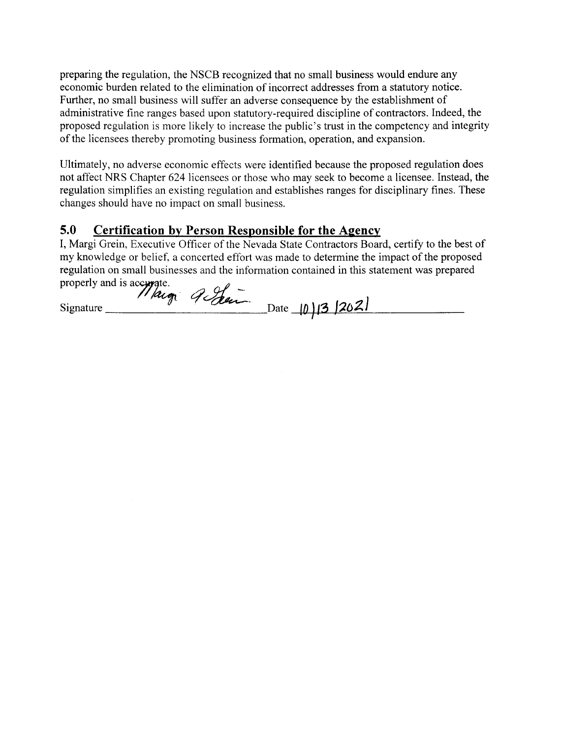preparing the regulation, the NSCB recognized that no small business would endure any economic burden related to the elimination of incorrect addresses from a statutory notice. Further, no small business will suffer an adverse consequence by the establishment of administrative fine ranges based upon statutory-required discipline of contractors. Indeed, the proposed regulation is more likely to increase the public's trust in the competency and integrity of the licensees thereby promoting business formation, operation, and expansion.

Ultimately, no adverse economic effects were identified because the proposed regulation does not affect NRS Chapter 624 licensees or those who may seek to become a licensee. Instead, the regulation simplifies an existing regulation and establishes ranges for disciplinary fines. These changes should have no impact on small business.

## 5.0 Certification by Person Responsible for the Agency

I, Margi Grein, Executive Officer of the Nevada State Contractors Board, certify to the best of my knowledge or belief, a concerted effort was made to determine the impact of the proposed regulation on small businesses and the information contained in this statement was prepared properly and is accurate.

Signature *Margi A. Grein* Date 10/13/2021